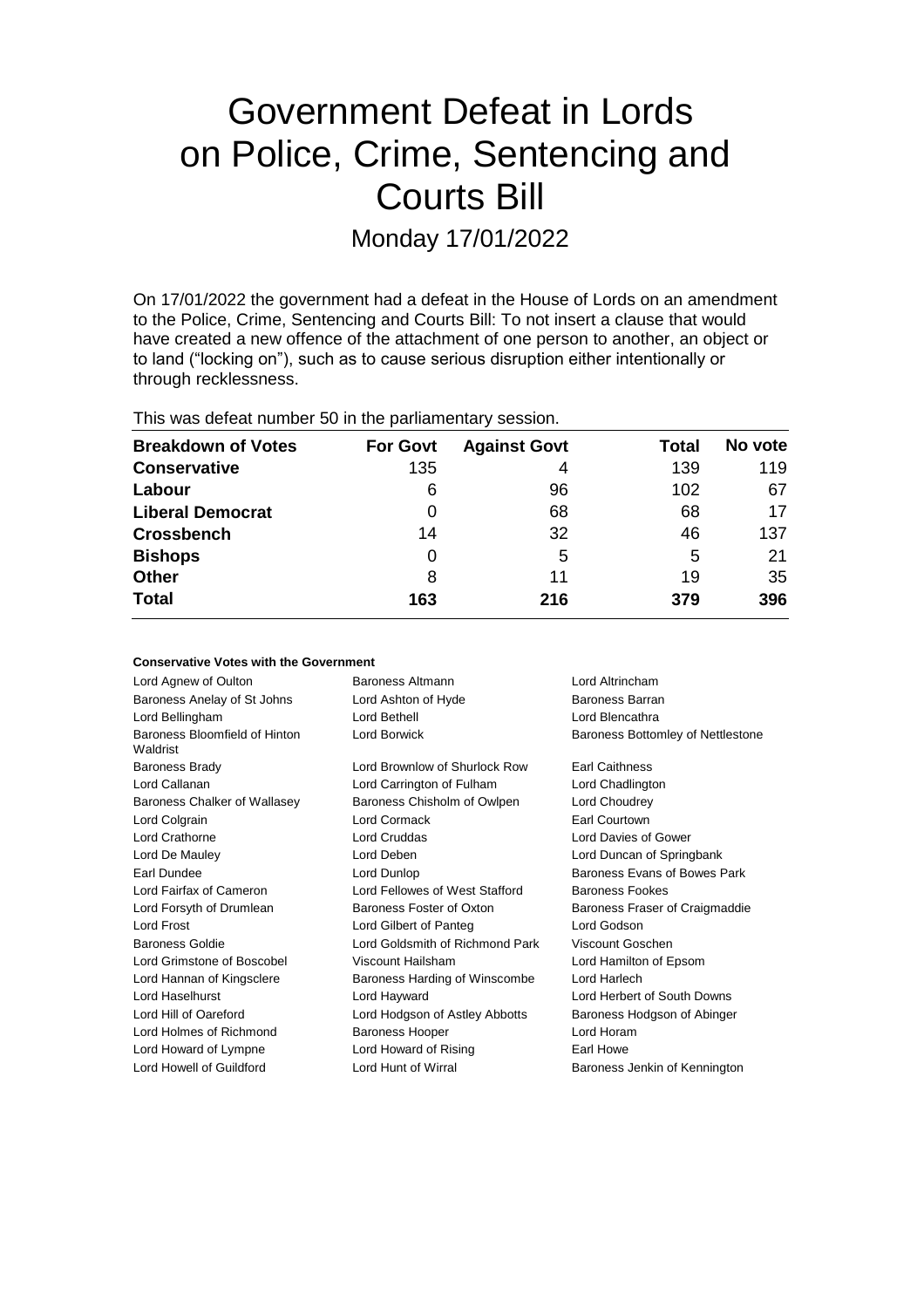# Government Defeat in Lords on Police, Crime, Sentencing and Courts Bill

Monday 17/01/2022

On 17/01/2022 the government had a defeat in the House of Lords on an amendment to the Police, Crime, Sentencing and Courts Bill: To not insert a clause that would have created a new offence of the attachment of one person to another, an object or to land ("locking on"), such as to cause serious disruption either intentionally or through recklessness.

This was defeat number 50 in the parliamentary session.

| Breakdown of Votes | For Govt | Against Govt | Total | No vote |
|---|---|---|---|---|
| Conservative | 135 | 4 | 139 | 119 |
| Labour | 6 | 96 | 102 | 67 |
| Liberal Democrat | 0 | 68 | 68 | 17 |
| Crossbench | 14 | 32 | 46 | 137 |
| Bishops | 0 | 5 | 5 | 21 |
| Other | 8 | 11 | 19 | 35 |
| **Total** | **163** | **216** | **379** | **396** |

**Conservative Votes with the Government**

| | | |
|---|---|---|
| Lord Agnew of Oulton | Baroness Altmann | Lord Altrincham |
| Baroness Anelay of St Johns | Lord Ashton of Hyde | Baroness Barran |
| Lord Bellingham | Lord Bethell | Lord Blencathra |
| Baroness Bloomfield of Hinton Waldrist | Lord Borwick | Baroness Bottomley of Nettlestone |
| Baroness Brady | Lord Brownlow of Shurlock Row | Earl Caithness |
| Lord Callanan | Lord Carrington of Fulham | Lord Chadlington |
| Baroness Chalker of Wallasey | Baroness Chisholm of Owlpen | Lord Choudrey |
| Lord Colgrain | Lord Cormack | Earl Courtown |
| Lord Crathorne | Lord Cruddas | Lord Davies of Gower |
| Lord De Mauley | Lord Deben | Lord Duncan of Springbank |
| Earl Dundee | Lord Dunlop | Baroness Evans of Bowes Park |
| Lord Fairfax of Cameron | Lord Fellowes of West Stafford | Baroness Fookes |
| Lord Forsyth of Drumlean | Baroness Foster of Oxton | Baroness Fraser of Craigmaddie |
| Lord Frost | Lord Gilbert of Panteg | Lord Godson |
| Baroness Goldie | Lord Goldsmith of Richmond Park | Viscount Goschen |
| Lord Grimstone of Boscobel | Viscount Hailsham | Lord Hamilton of Epsom |
| Lord Hannan of Kingsclere | Baroness Harding of Winscombe | Lord Harlech |
| Lord Haselhurst | Lord Hayward | Lord Herbert of South Downs |
| Lord Hill of Oareford | Lord Hodgson of Astley Abbotts | Baroness Hodgson of Abinger |
| Lord Holmes of Richmond | Baroness Hooper | Lord Horam |
| Lord Howard of Lympne | Lord Howard of Rising | Earl Howe |
| Lord Howell of Guildford | Lord Hunt of Wirral | Baroness Jenkin of Kennington |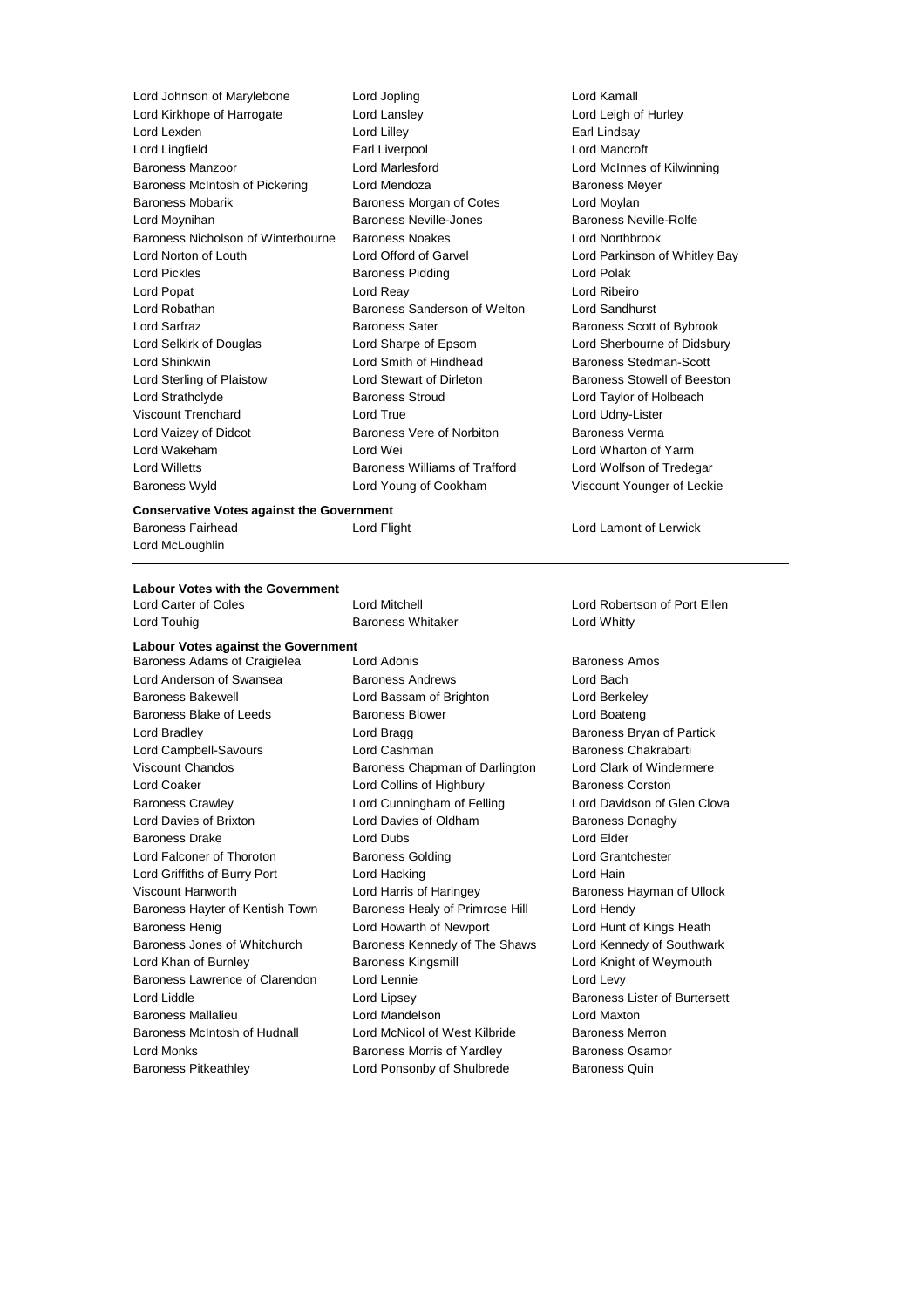Lord Johnson of Marylebone
Lord Jopling
Lord Kamall
Lord Kirkhope of Harrogate
Lord Lansley
Lord Leigh of Hurley
Lord Lexden
Lord Lilley
Earl Lindsay
Lord Lingfield
Earl Liverpool
Lord Mancroft
Baroness Manzoor
Lord Marlesford
Lord McInnes of Kilwinning
Baroness McIntosh of Pickering
Lord Mendoza
Baroness Meyer
Baroness Mobarik
Baroness Morgan of Cotes
Lord Moylan
Lord Moynihan
Baroness Neville-Jones
Baroness Neville-Rolfe
Baroness Nicholson of Winterbourne
Baroness Noakes
Lord Northbrook
Lord Norton of Louth
Lord Offord of Garvel
Lord Parkinson of Whitley Bay
Lord Pickles
Baroness Pidding
Lord Polak
Lord Popat
Lord Reay
Lord Ribeiro
Lord Robathan
Baroness Sanderson of Welton
Lord Sandhurst
Lord Sarfraz
Baroness Sater
Baroness Scott of Bybrook
Lord Selkirk of Douglas
Lord Sharpe of Epsom
Lord Sherbourne of Didsbury
Lord Shinkwin
Lord Smith of Hindhead
Baroness Stedman-Scott
Lord Sterling of Plaistow
Lord Stewart of Dirleton
Baroness Stowell of Beeston
Lord Strathclyde
Baroness Stroud
Lord Taylor of Holbeach
Viscount Trenchard
Lord True
Lord Udny-Lister
Lord Vaizey of Didcot
Baroness Vere of Norbiton
Baroness Verma
Lord Wakeham
Lord Wei
Lord Wharton of Yarm
Lord Willetts
Baroness Williams of Trafford
Lord Wolfson of Tredegar
Baroness Wyld
Lord Young of Cookham
Viscount Younger of Leckie

**Conservative Votes against the Government**

Baroness Fairhead
Lord Flight
Lord Lamont of Lerwick
Lord McLoughlin

---

**Labour Votes with the Government**

Lord Carter of Coles
Lord Mitchell
Lord Robertson of Port Ellen
Lord Touhig
Baroness Whitaker
Lord Whitty

**Labour Votes against the Government**

Baroness Adams of Craigielea
Lord Adonis
Baroness Amos
Lord Anderson of Swansea
Baroness Andrews
Lord Bach
Baroness Bakewell
Lord Bassam of Brighton
Lord Berkeley
Baroness Blake of Leeds
Baroness Blower
Lord Boateng
Lord Bradley
Lord Bragg
Baroness Bryan of Partick
Lord Campbell-Savours
Lord Cashman
Baroness Chakrabarti
Viscount Chandos
Baroness Chapman of Darlington
Lord Clark of Windermere
Lord Coaker
Lord Collins of Highbury
Baroness Corston
Baroness Crawley
Lord Cunningham of Felling
Lord Davidson of Glen Clova
Lord Davies of Brixton
Lord Davies of Oldham
Baroness Donaghy
Baroness Drake
Lord Dubs
Lord Elder
Lord Falconer of Thoroton
Baroness Golding
Lord Grantchester
Lord Griffiths of Burry Port
Lord Hacking
Lord Hain
Viscount Hanworth
Lord Harris of Haringey
Baroness Hayman of Ullock
Baroness Hayter of Kentish Town
Baroness Healy of Primrose Hill
Lord Hendy
Baroness Henig
Lord Howarth of Newport
Lord Hunt of Kings Heath
Baroness Jones of Whitchurch
Baroness Kennedy of The Shaws
Lord Kennedy of Southwark
Lord Khan of Burnley
Baroness Kingsmill
Lord Knight of Weymouth
Baroness Lawrence of Clarendon
Lord Lennie
Lord Levy
Lord Liddle
Lord Lipsey
Baroness Lister of Burtersett
Baroness Mallalieu
Lord Mandelson
Lord Maxton
Baroness McIntosh of Hudnall
Lord McNicol of West Kilbride
Baroness Merron
Lord Monks
Baroness Morris of Yardley
Baroness Osamor
Baroness Pitkeathley
Lord Ponsonby of Shulbrede
Baroness Quin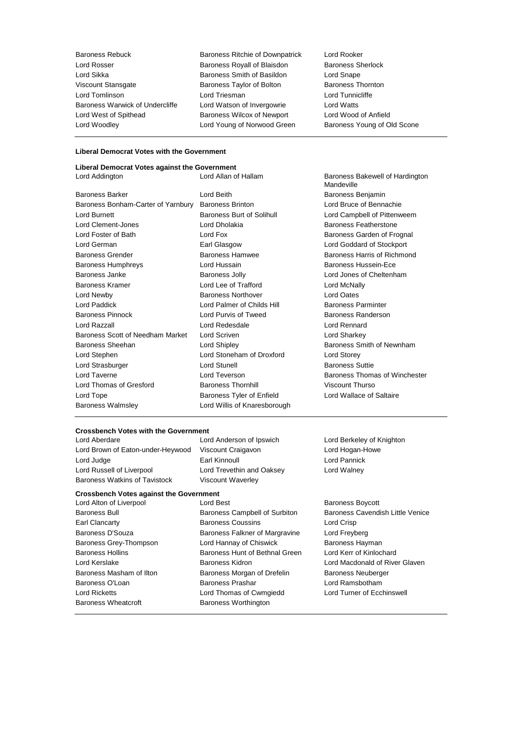Baroness Rebuck, Baroness Ritchie of Downpatrick, Lord Rooker, Lord Rosser, Baroness Royall of Blaisdon, Baroness Sherlock, Lord Sikka, Baroness Smith of Basildon, Lord Snape, Viscount Stansgate, Baroness Taylor of Bolton, Baroness Thornton, Lord Tomlinson, Lord Triesman, Lord Tunnicliffe, Baroness Warwick of Undercliffe, Lord Watson of Invergowrie, Lord Watts, Lord West of Spithead, Baroness Wilcox of Newport, Lord Wood of Anfield, Lord Woodley, Lord Young of Norwood Green, Baroness Young of Old Scone

**Liberal Democrat Votes with the Government**

**Liberal Democrat Votes against the Government**

Lord Addington, Lord Allan of Hallam, Baroness Bakewell of Hardington Mandeville, Baroness Barker, Lord Beith, Baroness Benjamin, Baroness Bonham-Carter of Yarnbury, Baroness Brinton, Lord Bruce of Bennachie, Lord Burnett, Baroness Burt of Solihull, Lord Campbell of Pittenweem, Lord Clement-Jones, Lord Dholakia, Baroness Featherstone, Lord Foster of Bath, Lord Fox, Baroness Garden of Frognal, Lord German, Earl Glasgow, Lord Goddard of Stockport, Baroness Grender, Baroness Hamwee, Baroness Harris of Richmond, Baroness Humphreys, Lord Hussain, Baroness Hussein-Ece, Baroness Janke, Baroness Jolly, Lord Jones of Cheltenham, Baroness Kramer, Lord Lee of Trafford, Lord McNally, Lord Newby, Baroness Northover, Lord Oates, Lord Paddick, Lord Palmer of Childs Hill, Baroness Parminter, Baroness Pinnock, Lord Purvis of Tweed, Baroness Randerson, Lord Razzall, Lord Redesdale, Lord Rennard, Baroness Scott of Needham Market, Lord Scriven, Lord Sharkey, Baroness Sheehan, Lord Shipley, Baroness Smith of Newnham, Lord Stephen, Lord Stoneham of Droxford, Lord Storey, Lord Strasburger, Lord Stunell, Baroness Suttie, Lord Taverne, Lord Teverson, Baroness Thomas of Winchester, Lord Thomas of Gresford, Baroness Thornhill, Viscount Thurso, Lord Tope, Baroness Tyler of Enfield, Lord Wallace of Saltaire, Baroness Walmsley, Lord Willis of Knaresborough

**Crossbench Votes with the Government**

Lord Aberdare, Lord Anderson of Ipswich, Lord Berkeley of Knighton, Lord Brown of Eaton-under-Heywood, Viscount Craigavon, Lord Hogan-Howe, Lord Judge, Earl Kinnoull, Lord Pannick, Lord Russell of Liverpool, Lord Trevethin and Oaksey, Lord Walney, Baroness Watkins of Tavistock, Viscount Waverley

**Crossbench Votes against the Government**

Lord Alton of Liverpool, Lord Best, Baroness Boycott, Baroness Bull, Baroness Campbell of Surbiton, Baroness Cavendish Little Venice, Earl Clancarty, Baroness Coussins, Lord Crisp, Baroness D'Souza, Baroness Falkner of Margravine, Lord Freyberg, Baroness Grey-Thompson, Lord Hannay of Chiswick, Baroness Hayman, Baroness Hollins, Baroness Hunt of Bethnal Green, Lord Kerr of Kinlochard, Lord Kerslake, Baroness Kidron, Lord Macdonald of River Glaven, Baroness Masham of Ilton, Baroness Morgan of Drefelin, Baroness Neuberger, Baroness O'Loan, Baroness Prashar, Lord Ramsbotham, Lord Ricketts, Lord Thomas of Cwmgiedd, Lord Turner of Ecchinswell, Baroness Wheatcroft, Baroness Worthington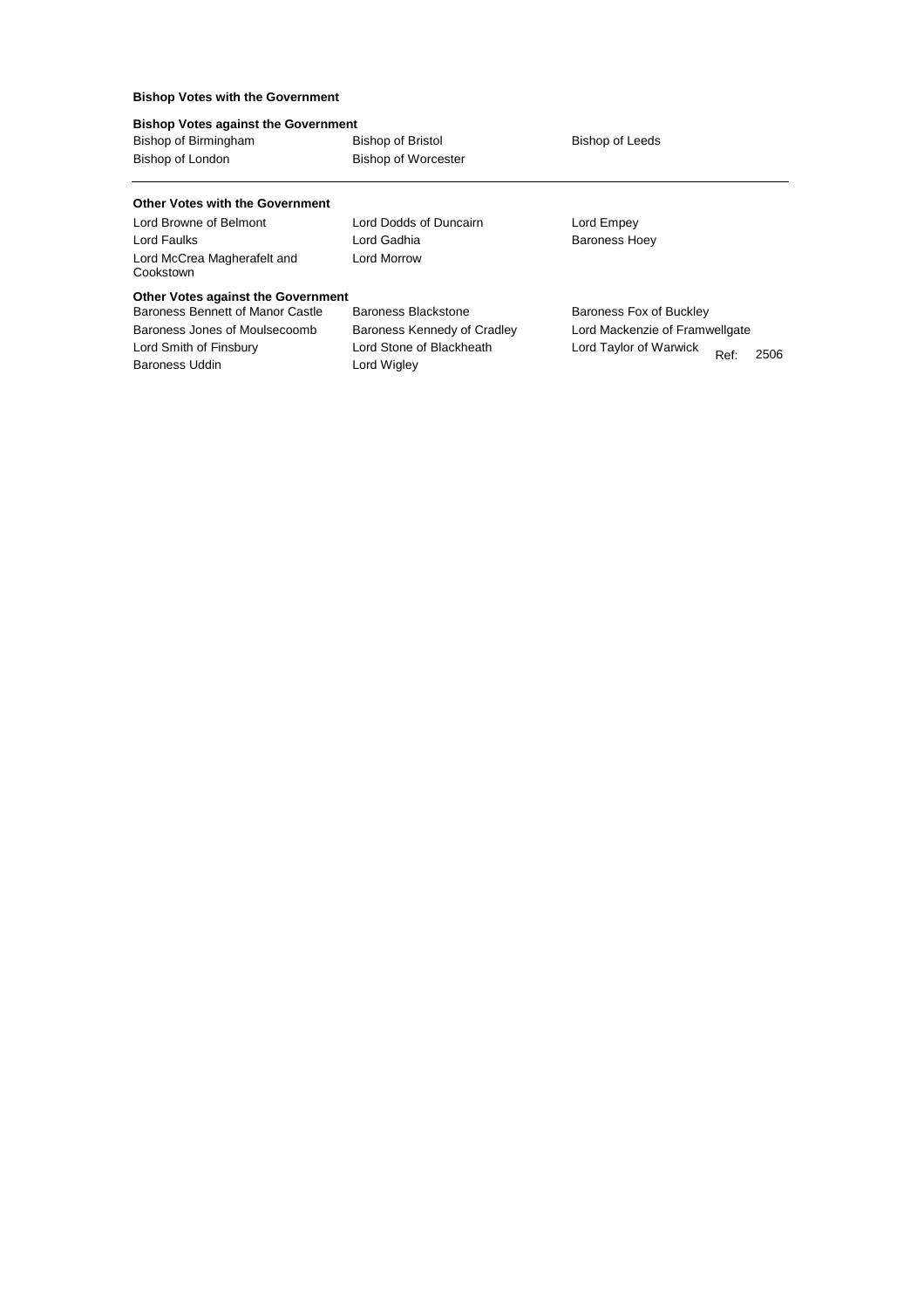**Bishop Votes with the Government**

**Bishop Votes against the Government**

| | | |
|---|---|---|
| Bishop of Birmingham | Bishop of Bristol | Bishop of Leeds |
| Bishop of London | Bishop of Worcester | |

---

**Other Votes with the Government**

| | | |
|---|---|---|
| Lord Browne of Belmont | Lord Dodds of Duncairn | Lord Empey |
| Lord Faulks | Lord Gadhia | Baroness Hoey |
| Lord McCrea Magherafelt and Cookstown | Lord Morrow | |

**Other Votes against the Government**

| | | |
|---|---|---|
| Baroness Bennett of Manor Castle | Baroness Blackstone | Baroness Fox of Buckley |
| Baroness Jones of Moulsecoomb | Baroness Kennedy of Cradley | Lord Mackenzie of Framwellgate |
| Lord Smith of Finsbury | Lord Stone of Blackheath | Lord Taylor of Warwick |
| Baroness Uddin | Lord Wigley | |

Ref: 2506